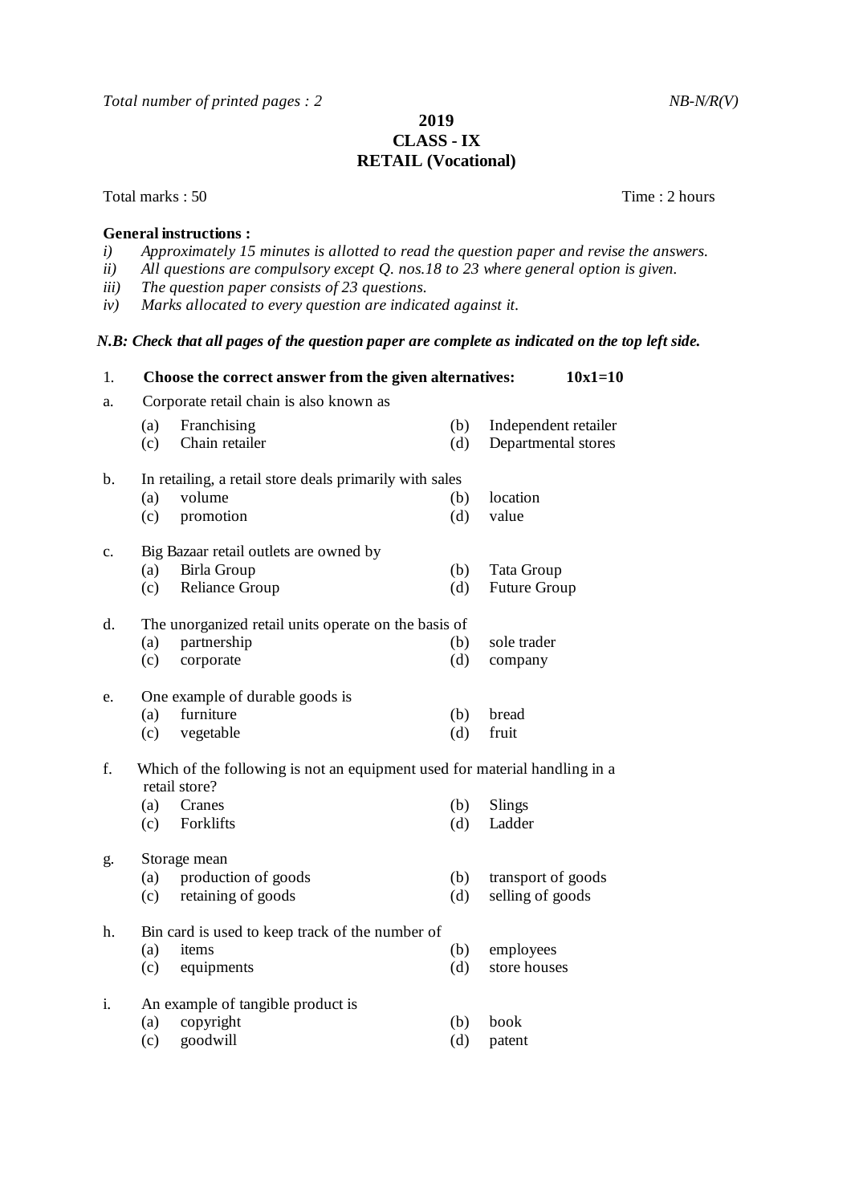*Total number of printed pages : 2* *NB-N/R(V)*

# 2019
## CLASS - IX
## RETAIL (Vocational)

Total marks : 50 Time : 2 hours

**General instructions :**

*i) Approximately 15 minutes is allotted to read the question paper and revise the answers.*
*ii) All questions are compulsory except Q. nos.18 to 23 where general option is given.*
*iii) The question paper consists of 23 questions.*
*iv) Marks allocated to every question are indicated against it.*

***N.B: Check that all pages of the question paper are complete as indicated on the top left side.***

1. **Choose the correct answer from the given alternatives: 10x1=10**

a. Corporate retail chain is also known as
   - (a) Franchising
   - (b) Independent retailer
   - (c) Chain retailer
   - (d) Departmental stores

b. In retailing, a retail store deals primarily with sales
   - (a) volume
   - (b) location
   - (c) promotion
   - (d) value

c. Big Bazaar retail outlets are owned by
   - (a) Birla Group
   - (b) Tata Group
   - (c) Reliance Group
   - (d) Future Group

d. The unorganized retail units operate on the basis of
   - (a) partnership
   - (b) sole trader
   - (c) corporate
   - (d) company

e. One example of durable goods is
   - (a) furniture
   - (b) bread
   - (c) vegetable
   - (d) fruit

f. Which of the following is not an equipment used for material handling in a retail store?
   - (a) Cranes
   - (b) Slings
   - (c) Forklifts
   - (d) Ladder

g. Storage mean
   - (a) production of goods
   - (b) transport of goods
   - (c) retaining of goods
   - (d) selling of goods

h. Bin card is used to keep track of the number of
   - (a) items
   - (b) employees
   - (c) equipments
   - (d) store houses

i. An example of tangible product is
   - (a) copyright
   - (b) book
   - (c) goodwill
   - (d) patent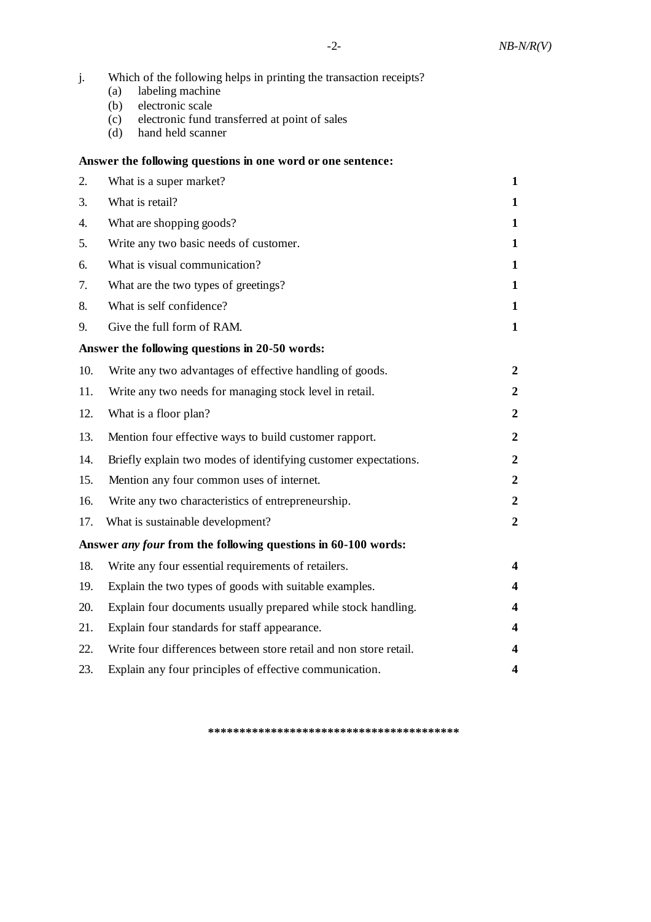j. Which of the following helps in printing the transaction receipts?
   (a) labeling machine
   (b) electronic scale
   (c) electronic fund transferred at point of sales
   (d) hand held scanner

**Answer the following questions in one word or one sentence:**

| | | |
|---|---|---|
| 2. | What is a super market? | 1 |
| 3. | What is retail? | 1 |
| 4. | What are shopping goods? | 1 |
| 5. | Write any two basic needs of customer. | 1 |
| 6. | What is visual communication? | 1 |
| 7. | What are the two types of greetings? | 1 |
| 8. | What is self confidence? | 1 |
| 9. | Give the full form of RAM. | 1 |

**Answer the following questions in 20-50 words:**

| | | |
|---|---|---|
| 10. | Write any two advantages of effective handling of goods. | 2 |
| 11. | Write any two needs for managing stock level in retail. | 2 |
| 12. | What is a floor plan? | 2 |
| 13. | Mention four effective ways to build customer rapport. | 2 |
| 14. | Briefly explain two modes of identifying customer expectations. | 2 |
| 15. | Mention any four common uses of internet. | 2 |
| 16. | Write any two characteristics of entrepreneurship. | 2 |
| 17. | What is sustainable development? | 2 |

**Answer *any four* from the following questions in 60-100 words:**

| | | |
|---|---|---|
| 18. | Write any four essential requirements of retailers. | 4 |
| 19. | Explain the two types of goods with suitable examples. | 4 |
| 20. | Explain four documents usually prepared while stock handling. | 4 |
| 21. | Explain four standards for staff appearance. | 4 |
| 22. | Write four differences between store retail and non store retail. | 4 |
| 23. | Explain any four principles of effective communication. | 4 |

****************************************